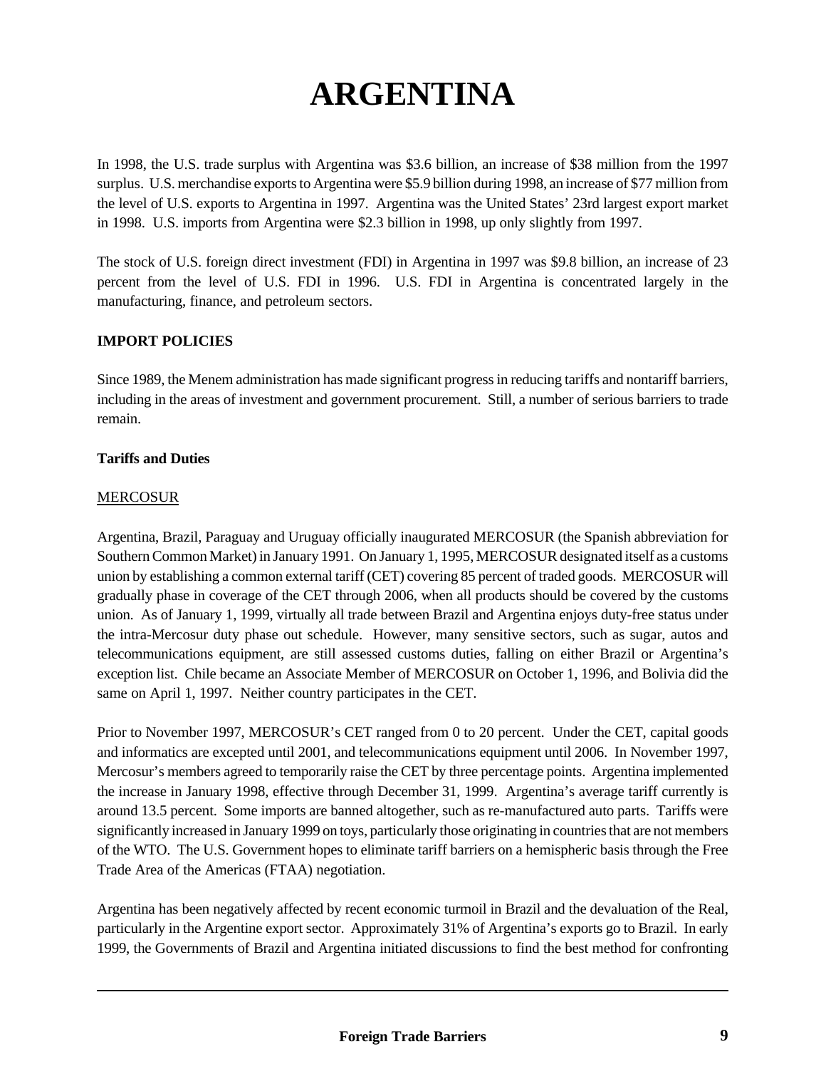# ARGENTINA

In 1998, the U.S. trade surplus with Argentina was $3.6 billion, an increase of $38 million from the 1997 surplus. U.S. merchandise exports to Argentina were $5.9 billion during 1998, an increase of $77 million from the level of U.S. exports to Argentina in 1997. Argentina was the United States' 23rd largest export market in 1998. U.S. imports from Argentina were $2.3 billion in 1998, up only slightly from 1997.

The stock of U.S. foreign direct investment (FDI) in Argentina in 1997 was $9.8 billion, an increase of 23 percent from the level of U.S. FDI in 1996. U.S. FDI in Argentina is concentrated largely in the manufacturing, finance, and petroleum sectors.

## IMPORT POLICIES

Since 1989, the Menem administration has made significant progress in reducing tariffs and nontariff barriers, including in the areas of investment and government procurement. Still, a number of serious barriers to trade remain.

### Tariffs and Duties

MERCOSUR

Argentina, Brazil, Paraguay and Uruguay officially inaugurated MERCOSUR (the Spanish abbreviation for Southern Common Market) in January 1991. On January 1, 1995, MERCOSUR designated itself as a customs union by establishing a common external tariff (CET) covering 85 percent of traded goods. MERCOSUR will gradually phase in coverage of the CET through 2006, when all products should be covered by the customs union. As of January 1, 1999, virtually all trade between Brazil and Argentina enjoys duty-free status under the intra-Mercosur duty phase out schedule. However, many sensitive sectors, such as sugar, autos and telecommunications equipment, are still assessed customs duties, falling on either Brazil or Argentina's exception list. Chile became an Associate Member of MERCOSUR on October 1, 1996, and Bolivia did the same on April 1, 1997. Neither country participates in the CET.

Prior to November 1997, MERCOSUR's CET ranged from 0 to 20 percent. Under the CET, capital goods and informatics are excepted until 2001, and telecommunications equipment until 2006. In November 1997, Mercosur's members agreed to temporarily raise the CET by three percentage points. Argentina implemented the increase in January 1998, effective through December 31, 1999. Argentina's average tariff currently is around 13.5 percent. Some imports are banned altogether, such as re-manufactured auto parts. Tariffs were significantly increased in January 1999 on toys, particularly those originating in countries that are not members of the WTO. The U.S. Government hopes to eliminate tariff barriers on a hemispheric basis through the Free Trade Area of the Americas (FTAA) negotiation.

Argentina has been negatively affected by recent economic turmoil in Brazil and the devaluation of the Real, particularly in the Argentine export sector. Approximately 31% of Argentina's exports go to Brazil. In early 1999, the Governments of Brazil and Argentina initiated discussions to find the best method for confronting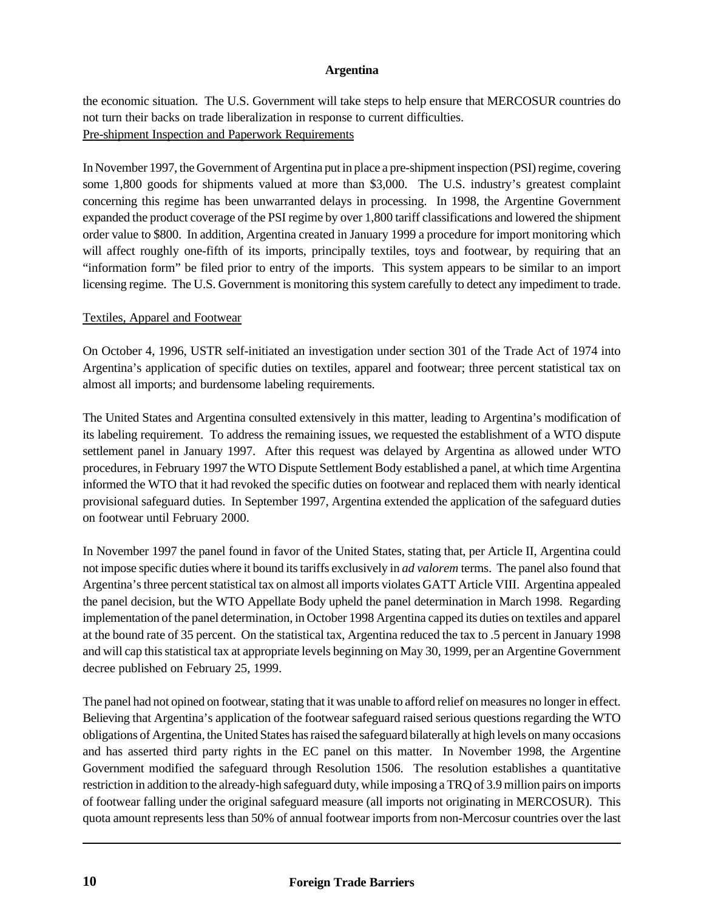the economic situation. The U.S. Government will take steps to help ensure that MERCOSUR countries do not turn their backs on trade liberalization in response to current difficulties.

Pre-shipment Inspection and Paperwork Requirements

In November 1997, the Government of Argentina put in place a pre-shipment inspection (PSI) regime, covering some 1,800 goods for shipments valued at more than $3,000. The U.S. industry's greatest complaint concerning this regime has been unwarranted delays in processing. In 1998, the Argentine Government expanded the product coverage of the PSI regime by over 1,800 tariff classifications and lowered the shipment order value to $800. In addition, Argentina created in January 1999 a procedure for import monitoring which will affect roughly one-fifth of its imports, principally textiles, toys and footwear, by requiring that an "information form" be filed prior to entry of the imports. This system appears to be similar to an import licensing regime. The U.S. Government is monitoring this system carefully to detect any impediment to trade.

Textiles, Apparel and Footwear

On October 4, 1996, USTR self-initiated an investigation under section 301 of the Trade Act of 1974 into Argentina's application of specific duties on textiles, apparel and footwear; three percent statistical tax on almost all imports; and burdensome labeling requirements.

The United States and Argentina consulted extensively in this matter, leading to Argentina's modification of its labeling requirement. To address the remaining issues, we requested the establishment of a WTO dispute settlement panel in January 1997. After this request was delayed by Argentina as allowed under WTO procedures, in February 1997 the WTO Dispute Settlement Body established a panel, at which time Argentina informed the WTO that it had revoked the specific duties on footwear and replaced them with nearly identical provisional safeguard duties. In September 1997, Argentina extended the application of the safeguard duties on footwear until February 2000.

In November 1997 the panel found in favor of the United States, stating that, per Article II, Argentina could not impose specific duties where it bound its tariffs exclusively in *ad valorem* terms. The panel also found that Argentina's three percent statistical tax on almost all imports violates GATT Article VIII. Argentina appealed the panel decision, but the WTO Appellate Body upheld the panel determination in March 1998. Regarding implementation of the panel determination, in October 1998 Argentina capped its duties on textiles and apparel at the bound rate of 35 percent. On the statistical tax, Argentina reduced the tax to .5 percent in January 1998 and will cap this statistical tax at appropriate levels beginning on May 30, 1999, per an Argentine Government decree published on February 25, 1999.

The panel had not opined on footwear, stating that it was unable to afford relief on measures no longer in effect. Believing that Argentina's application of the footwear safeguard raised serious questions regarding the WTO obligations of Argentina, the United States has raised the safeguard bilaterally at high levels on many occasions and has asserted third party rights in the EC panel on this matter. In November 1998, the Argentine Government modified the safeguard through Resolution 1506. The resolution establishes a quantitative restriction in addition to the already-high safeguard duty, while imposing a TRQ of 3.9 million pairs on imports of footwear falling under the original safeguard measure (all imports not originating in MERCOSUR). This quota amount represents less than 50% of annual footwear imports from non-Mercosur countries over the last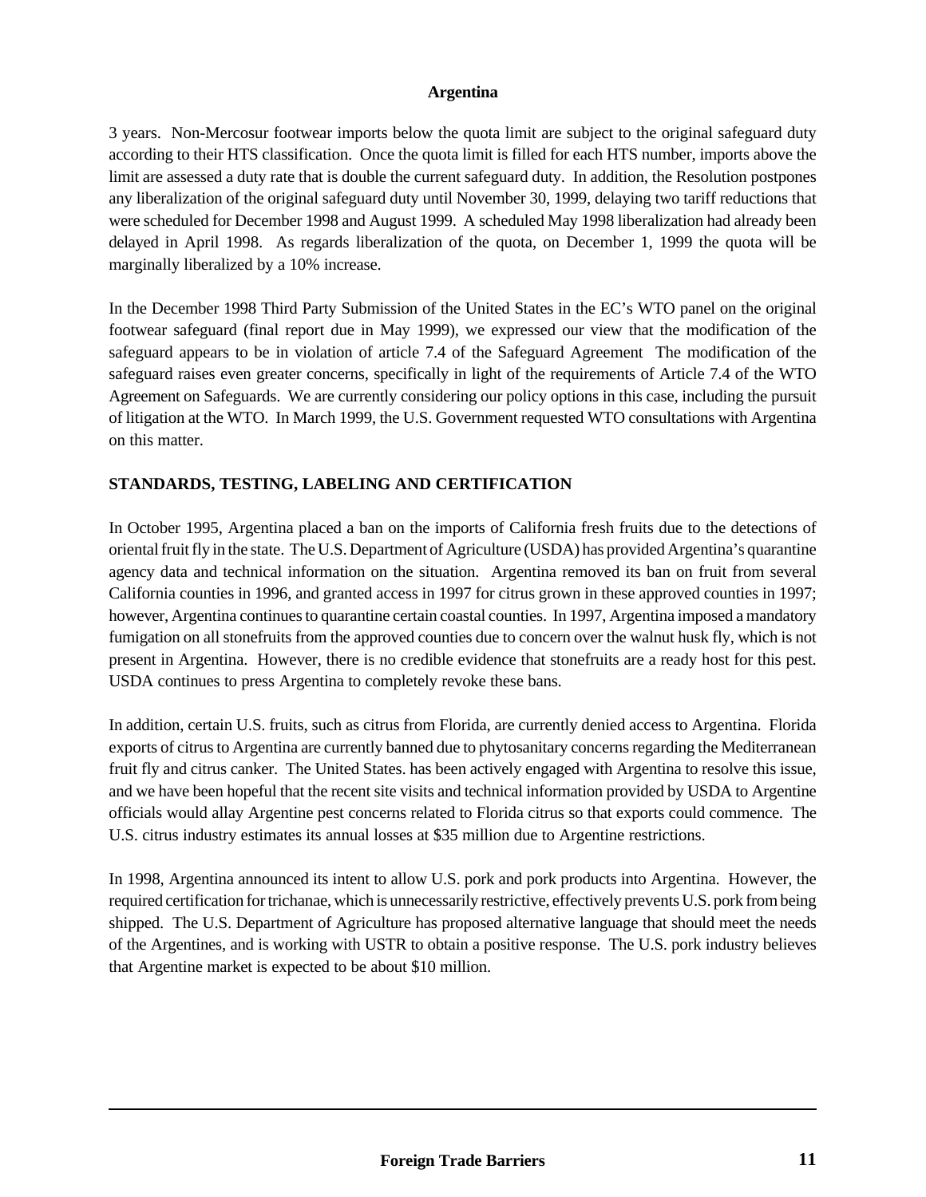3 years. Non-Mercosur footwear imports below the quota limit are subject to the original safeguard duty according to their HTS classification. Once the quota limit is filled for each HTS number, imports above the limit are assessed a duty rate that is double the current safeguard duty. In addition, the Resolution postpones any liberalization of the original safeguard duty until November 30, 1999, delaying two tariff reductions that were scheduled for December 1998 and August 1999. A scheduled May 1998 liberalization had already been delayed in April 1998. As regards liberalization of the quota, on December 1, 1999 the quota will be marginally liberalized by a 10% increase.

In the December 1998 Third Party Submission of the United States in the EC's WTO panel on the original footwear safeguard (final report due in May 1999), we expressed our view that the modification of the safeguard appears to be in violation of article 7.4 of the Safeguard Agreement The modification of the safeguard raises even greater concerns, specifically in light of the requirements of Article 7.4 of the WTO Agreement on Safeguards. We are currently considering our policy options in this case, including the pursuit of litigation at the WTO. In March 1999, the U.S. Government requested WTO consultations with Argentina on this matter.

## STANDARDS, TESTING, LABELING AND CERTIFICATION

In October 1995, Argentina placed a ban on the imports of California fresh fruits due to the detections of oriental fruit fly in the state. The U.S. Department of Agriculture (USDA) has provided Argentina's quarantine agency data and technical information on the situation. Argentina removed its ban on fruit from several California counties in 1996, and granted access in 1997 for citrus grown in these approved counties in 1997; however, Argentina continues to quarantine certain coastal counties. In 1997, Argentina imposed a mandatory fumigation on all stonefruits from the approved counties due to concern over the walnut husk fly, which is not present in Argentina. However, there is no credible evidence that stonefruits are a ready host for this pest. USDA continues to press Argentina to completely revoke these bans.

In addition, certain U.S. fruits, such as citrus from Florida, are currently denied access to Argentina. Florida exports of citrus to Argentina are currently banned due to phytosanitary concerns regarding the Mediterranean fruit fly and citrus canker. The United States. has been actively engaged with Argentina to resolve this issue, and we have been hopeful that the recent site visits and technical information provided by USDA to Argentine officials would allay Argentine pest concerns related to Florida citrus so that exports could commence. The U.S. citrus industry estimates its annual losses at $35 million due to Argentine restrictions.

In 1998, Argentina announced its intent to allow U.S. pork and pork products into Argentina. However, the required certification for trichanae, which is unnecessarily restrictive, effectively prevents U.S. pork from being shipped. The U.S. Department of Agriculture has proposed alternative language that should meet the needs of the Argentines, and is working with USTR to obtain a positive response. The U.S. pork industry believes that Argentine market is expected to be about $10 million.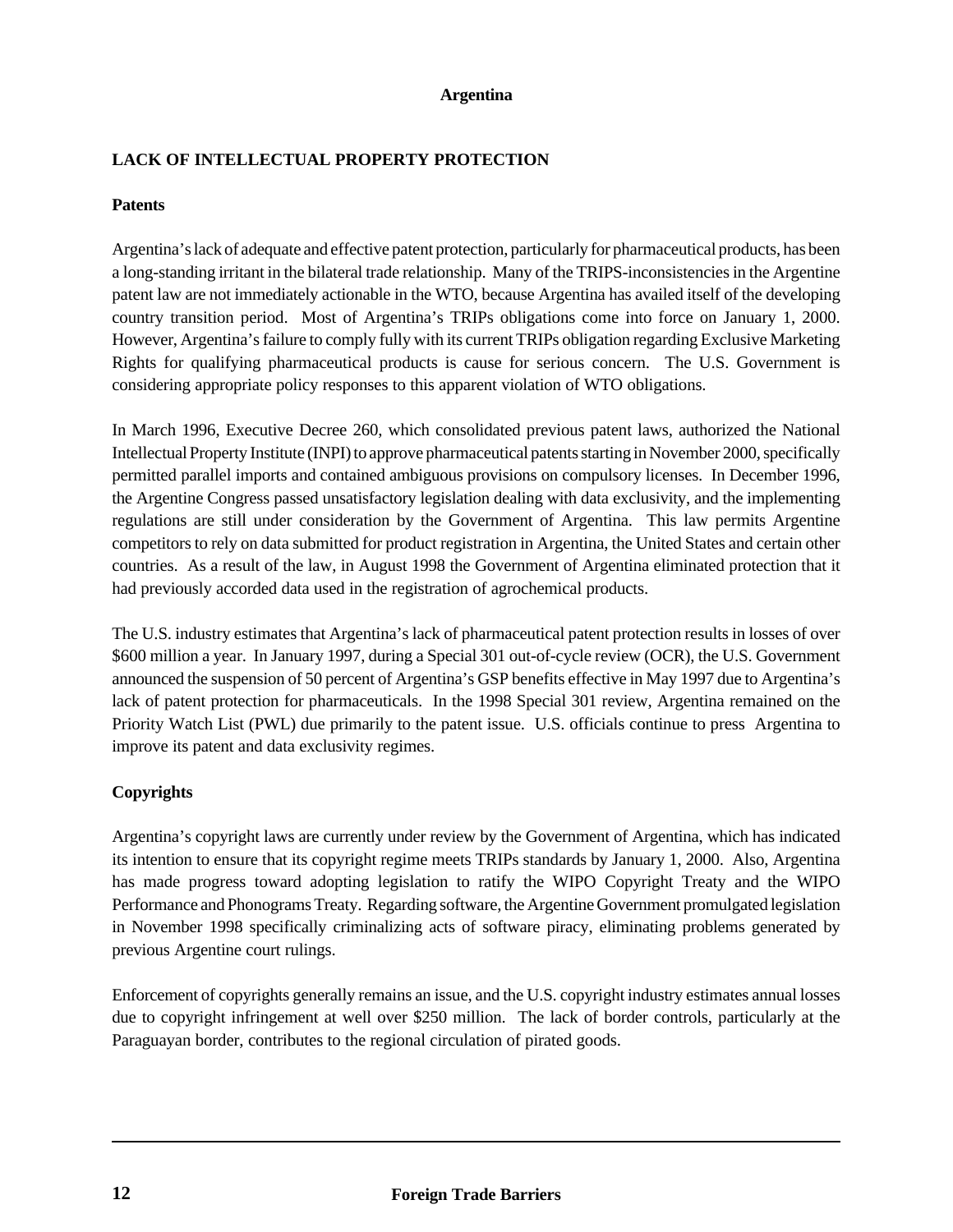## Argentina

### LACK OF INTELLECTUAL PROPERTY PROTECTION

**Patents**

Argentina's lack of adequate and effective patent protection, particularly for pharmaceutical products, has been a long-standing irritant in the bilateral trade relationship. Many of the TRIPS-inconsistencies in the Argentine patent law are not immediately actionable in the WTO, because Argentina has availed itself of the developing country transition period. Most of Argentina's TRIPs obligations come into force on January 1, 2000. However, Argentina's failure to comply fully with its current TRIPs obligation regarding Exclusive Marketing Rights for qualifying pharmaceutical products is cause for serious concern. The U.S. Government is considering appropriate policy responses to this apparent violation of WTO obligations.

In March 1996, Executive Decree 260, which consolidated previous patent laws, authorized the National Intellectual Property Institute (INPI) to approve pharmaceutical patents starting in November 2000, specifically permitted parallel imports and contained ambiguous provisions on compulsory licenses. In December 1996, the Argentine Congress passed unsatisfactory legislation dealing with data exclusivity, and the implementing regulations are still under consideration by the Government of Argentina. This law permits Argentine competitors to rely on data submitted for product registration in Argentina, the United States and certain other countries. As a result of the law, in August 1998 the Government of Argentina eliminated protection that it had previously accorded data used in the registration of agrochemical products.

The U.S. industry estimates that Argentina's lack of pharmaceutical patent protection results in losses of over $600 million a year. In January 1997, during a Special 301 out-of-cycle review (OCR), the U.S. Government announced the suspension of 50 percent of Argentina's GSP benefits effective in May 1997 due to Argentina's lack of patent protection for pharmaceuticals. In the 1998 Special 301 review, Argentina remained on the Priority Watch List (PWL) due primarily to the patent issue. U.S. officials continue to press Argentina to improve its patent and data exclusivity regimes.

**Copyrights**

Argentina's copyright laws are currently under review by the Government of Argentina, which has indicated its intention to ensure that its copyright regime meets TRIPs standards by January 1, 2000. Also, Argentina has made progress toward adopting legislation to ratify the WIPO Copyright Treaty and the WIPO Performance and Phonograms Treaty. Regarding software, the Argentine Government promulgated legislation in November 1998 specifically criminalizing acts of software piracy, eliminating problems generated by previous Argentine court rulings.

Enforcement of copyrights generally remains an issue, and the U.S. copyright industry estimates annual losses due to copyright infringement at well over $250 million. The lack of border controls, particularly at the Paraguayan border, contributes to the regional circulation of pirated goods.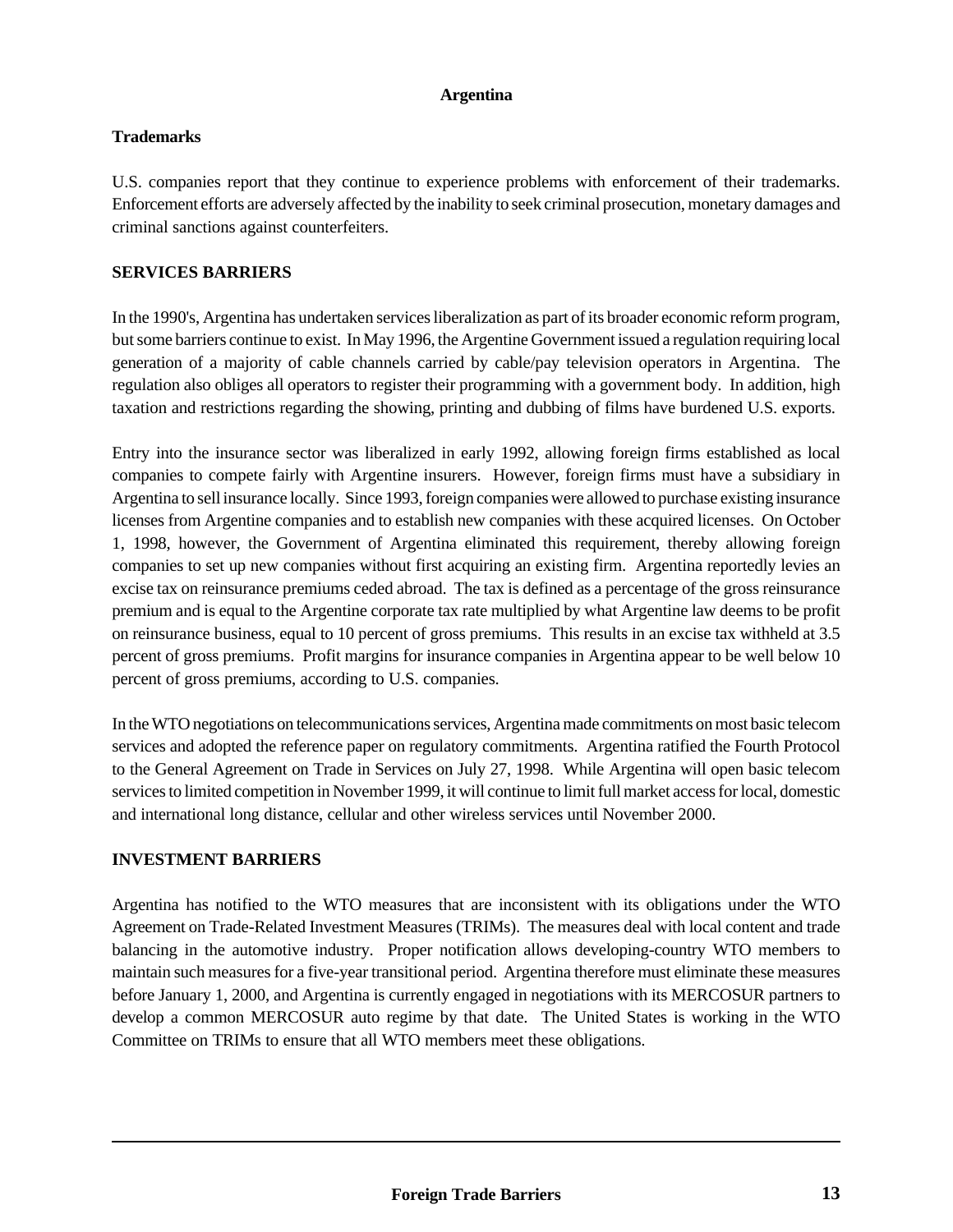## Trademarks

U.S. companies report that they continue to experience problems with enforcement of their trademarks. Enforcement efforts are adversely affected by the inability to seek criminal prosecution, monetary damages and criminal sanctions against counterfeiters.

## SERVICES BARRIERS

In the 1990's, Argentina has undertaken services liberalization as part of its broader economic reform program, but some barriers continue to exist. In May 1996, the Argentine Government issued a regulation requiring local generation of a majority of cable channels carried by cable/pay television operators in Argentina. The regulation also obliges all operators to register their programming with a government body. In addition, high taxation and restrictions regarding the showing, printing and dubbing of films have burdened U.S. exports.

Entry into the insurance sector was liberalized in early 1992, allowing foreign firms established as local companies to compete fairly with Argentine insurers. However, foreign firms must have a subsidiary in Argentina to sell insurance locally. Since 1993, foreign companies were allowed to purchase existing insurance licenses from Argentine companies and to establish new companies with these acquired licenses. On October 1, 1998, however, the Government of Argentina eliminated this requirement, thereby allowing foreign companies to set up new companies without first acquiring an existing firm. Argentina reportedly levies an excise tax on reinsurance premiums ceded abroad. The tax is defined as a percentage of the gross reinsurance premium and is equal to the Argentine corporate tax rate multiplied by what Argentine law deems to be profit on reinsurance business, equal to 10 percent of gross premiums. This results in an excise tax withheld at 3.5 percent of gross premiums. Profit margins for insurance companies in Argentina appear to be well below 10 percent of gross premiums, according to U.S. companies.

In the WTO negotiations on telecommunications services, Argentina made commitments on most basic telecom services and adopted the reference paper on regulatory commitments. Argentina ratified the Fourth Protocol to the General Agreement on Trade in Services on July 27, 1998. While Argentina will open basic telecom services to limited competition in November 1999, it will continue to limit full market access for local, domestic and international long distance, cellular and other wireless services until November 2000.

## INVESTMENT BARRIERS

Argentina has notified to the WTO measures that are inconsistent with its obligations under the WTO Agreement on Trade-Related Investment Measures (TRIMs). The measures deal with local content and trade balancing in the automotive industry. Proper notification allows developing-country WTO members to maintain such measures for a five-year transitional period. Argentina therefore must eliminate these measures before January 1, 2000, and Argentina is currently engaged in negotiations with its MERCOSUR partners to develop a common MERCOSUR auto regime by that date. The United States is working in the WTO Committee on TRIMs to ensure that all WTO members meet these obligations.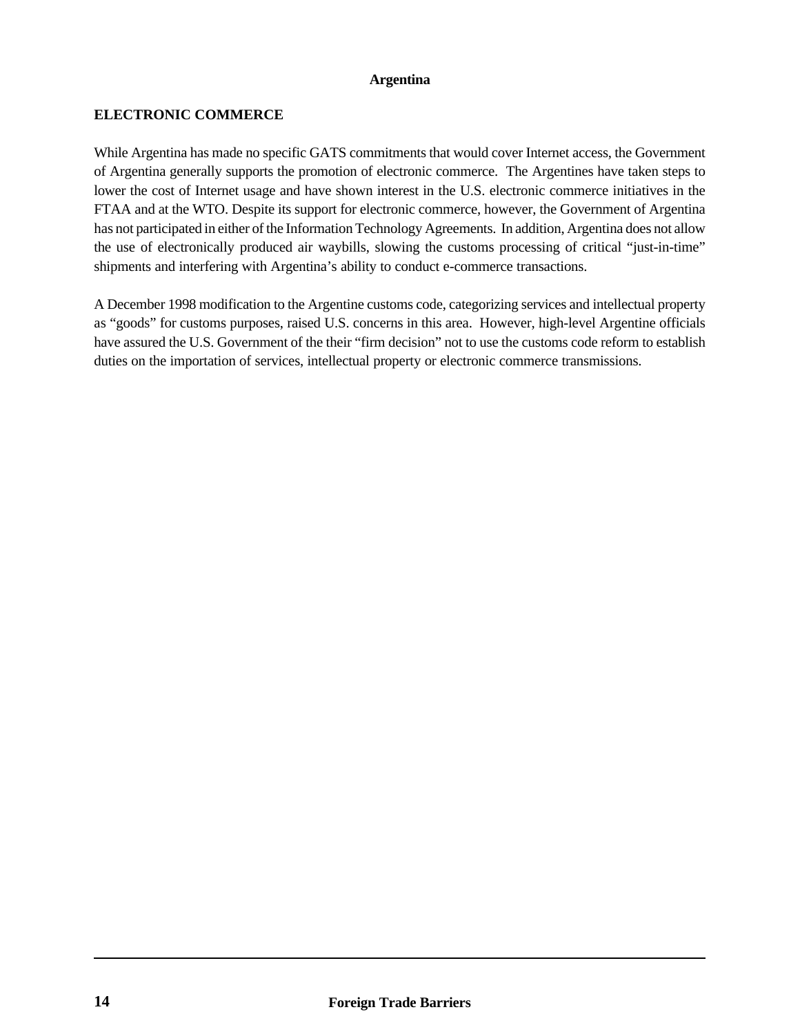## ELECTRONIC COMMERCE

While Argentina has made no specific GATS commitments that would cover Internet access, the Government of Argentina generally supports the promotion of electronic commerce. The Argentines have taken steps to lower the cost of Internet usage and have shown interest in the U.S. electronic commerce initiatives in the FTAA and at the WTO. Despite its support for electronic commerce, however, the Government of Argentina has not participated in either of the Information Technology Agreements. In addition, Argentina does not allow the use of electronically produced air waybills, slowing the customs processing of critical "just-in-time" shipments and interfering with Argentina's ability to conduct e-commerce transactions.

A December 1998 modification to the Argentine customs code, categorizing services and intellectual property as "goods" for customs purposes, raised U.S. concerns in this area. However, high-level Argentine officials have assured the U.S. Government of the their "firm decision" not to use the customs code reform to establish duties on the importation of services, intellectual property or electronic commerce transmissions.